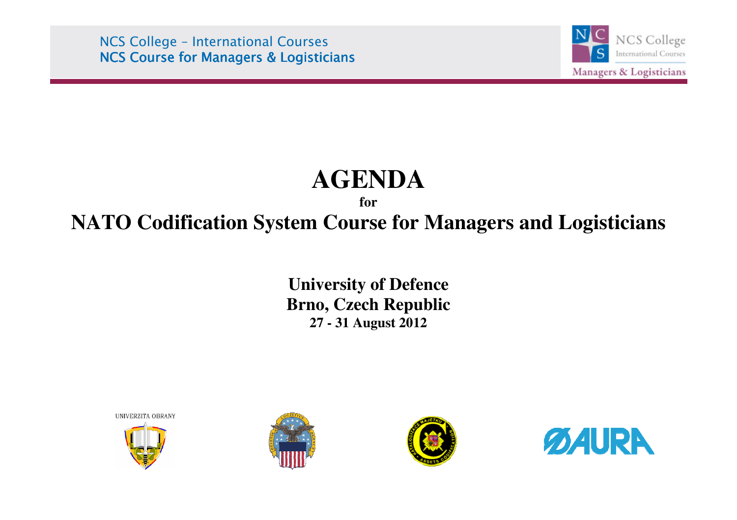NCS College – International Courses
NCS Course for Managers & Logisticians

# AGENDA

**for**

# NATO Codification System Course for Managers and Logisticians

**University of Defence**
**Brno, Czech Republic**
**27 - 31 August 2012**

UNIVERZITA OBRANY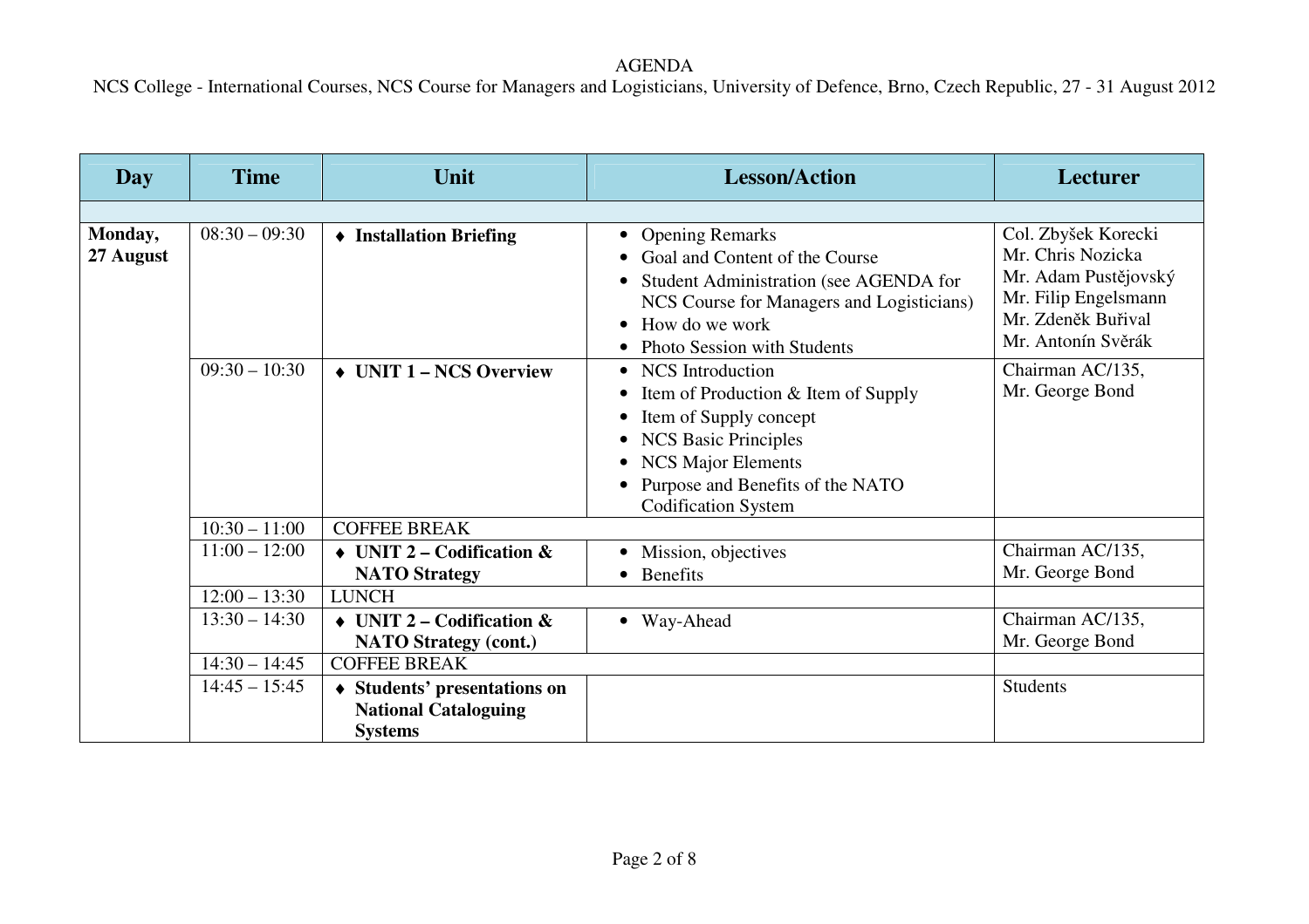AGENDA

NCS College - International Courses, NCS Course for Managers and Logisticians, University of Defence, Brno, Czech Republic, 27 - 31 August 2012

| Day | Time | Unit | Lesson/Action | Lecturer |
|---|---|---|---|---|
| | | | | |
| **Monday, 27 August** | 08:30 – 09:30 | ♦ **Installation Briefing** | • Opening Remarks<br>• Goal and Content of the Course<br>• Student Administration (see AGENDA for NCS Course for Managers and Logisticians)<br>• How do we work<br>• Photo Session with Students | Col. Zbyšek Korecki<br>Mr. Chris Nozicka<br>Mr. Adam Pustějovský<br>Mr. Filip Engelsmann<br>Mr. Zdeněk Buřival<br>Mr. Antonín Svěrák |
| | 09:30 – 10:30 | ♦ **UNIT 1 – NCS Overview** | • NCS Introduction<br>• Item of Production & Item of Supply<br>• Item of Supply concept<br>• NCS Basic Principles<br>• NCS Major Elements<br>• Purpose and Benefits of the NATO Codification System | Chairman AC/135, Mr. George Bond |
| | 10:30 – 11:00 | COFFEE BREAK | | |
| | 11:00 – 12:00 | ♦ **UNIT 2 – Codification & NATO Strategy** | • Mission, objectives<br>• Benefits | Chairman AC/135, Mr. George Bond |
| | 12:00 – 13:30 | LUNCH | | |
| | 13:30 – 14:30 | ♦ **UNIT 2 – Codification & NATO Strategy (cont.)** | • Way-Ahead | Chairman AC/135, Mr. George Bond |
| | 14:30 – 14:45 | COFFEE BREAK | | |
| | 14:45 – 15:45 | ♦ **Students' presentations on National Cataloguing Systems** | | Students |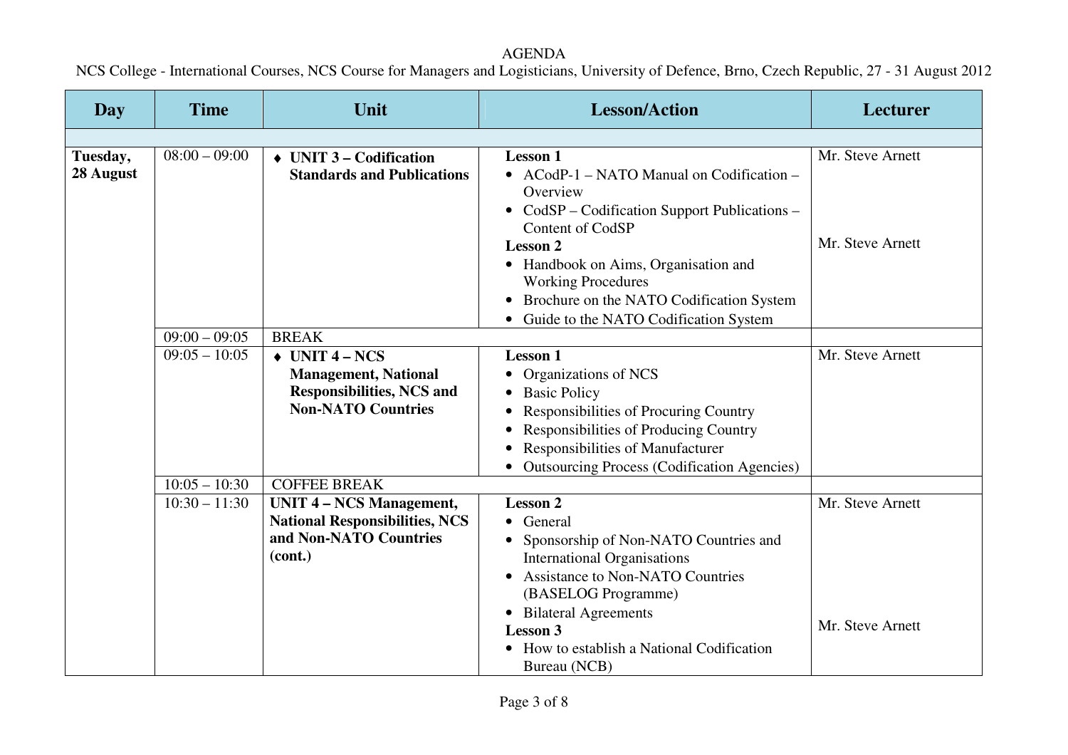AGENDA

NCS College - International Courses, NCS Course for Managers and Logisticians, University of Defence, Brno, Czech Republic, 27 - 31 August 2012

| Day | Time | Unit | Lesson/Action | Lecturer |
|---|---|---|---|---|
| | | | | |
| **Tuesday, 28 August** | 08:00 – 09:00 | ♦ **UNIT 3 – Codification Standards and Publications** | **Lesson 1**<br>• ACodP-1 – NATO Manual on Codification – Overview<br>• CodSP – Codification Support Publications – Content of CodSP<br>**Lesson 2**<br>• Handbook on Aims, Organisation and Working Procedures<br>• Brochure on the NATO Codification System<br>• Guide to the NATO Codification System | Mr. Steve Arnett<br><br>Mr. Steve Arnett |
| | 09:00 – 09:05 | BREAK | | |
| | 09:05 – 10:05 | ♦ **UNIT 4 – NCS Management, National Responsibilities, NCS and Non-NATO Countries** | **Lesson 1**<br>• Organizations of NCS<br>• Basic Policy<br>• Responsibilities of Procuring Country<br>• Responsibilities of Producing Country<br>• Responsibilities of Manufacturer<br>• Outsourcing Process (Codification Agencies) | Mr. Steve Arnett |
| | 10:05 – 10:30 | COFFEE BREAK | | |
| | 10:30 – 11:30 | **UNIT 4 – NCS Management, National Responsibilities, NCS and Non-NATO Countries (cont.)** | **Lesson 2**<br>• General<br>• Sponsorship of Non-NATO Countries and International Organisations<br>• Assistance to Non-NATO Countries (BASELOG Programme)<br>• Bilateral Agreements<br>**Lesson 3**<br>• How to establish a National Codification Bureau (NCB) | Mr. Steve Arnett<br><br>Mr. Steve Arnett |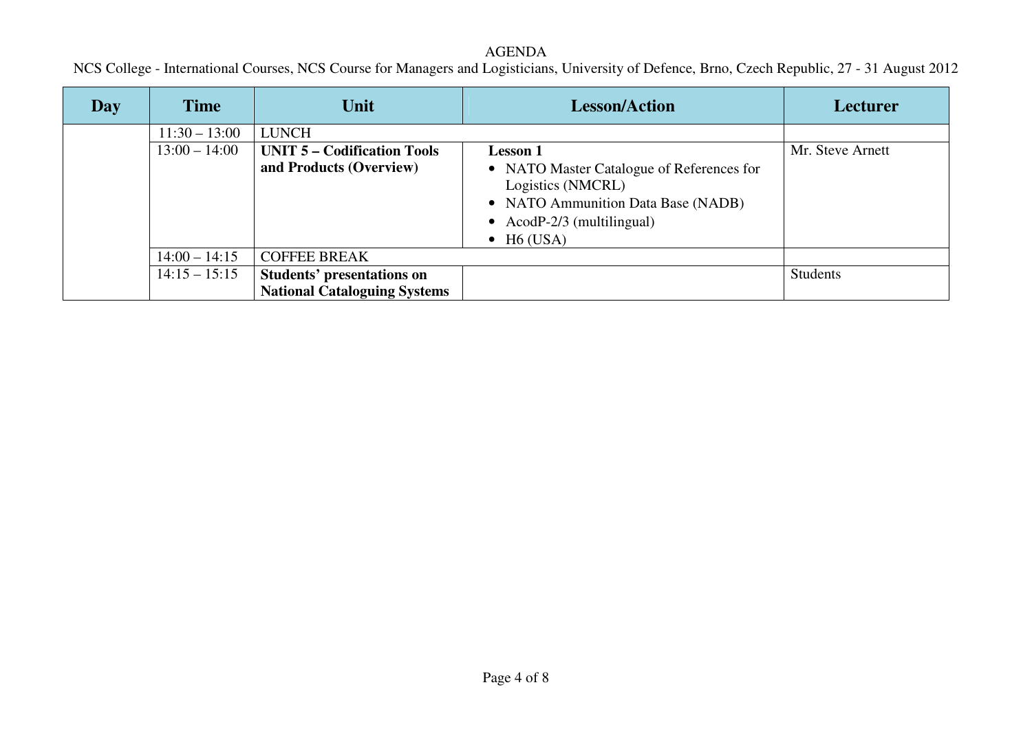AGENDA

NCS College - International Courses, NCS Course for Managers and Logisticians, University of Defence, Brno, Czech Republic, 27 - 31 August 2012

| Day | Time | Unit | Lesson/Action | Lecturer |
|---|---|---|---|---|
| | 11:30 – 13:00 | LUNCH | | |
| | 13:00 – 14:00 | **UNIT 5 – Codification Tools and Products (Overview)** | **Lesson 1**<br>• NATO Master Catalogue of References for Logistics (NMCRL)<br>• NATO Ammunition Data Base (NADB)<br>• AcodP-2/3 (multilingual)<br>• H6 (USA) | Mr. Steve Arnett |
| | 14:00 – 14:15 | COFFEE BREAK | | |
| | 14:15 – 15:15 | **Students' presentations on National Cataloguing Systems** | | Students |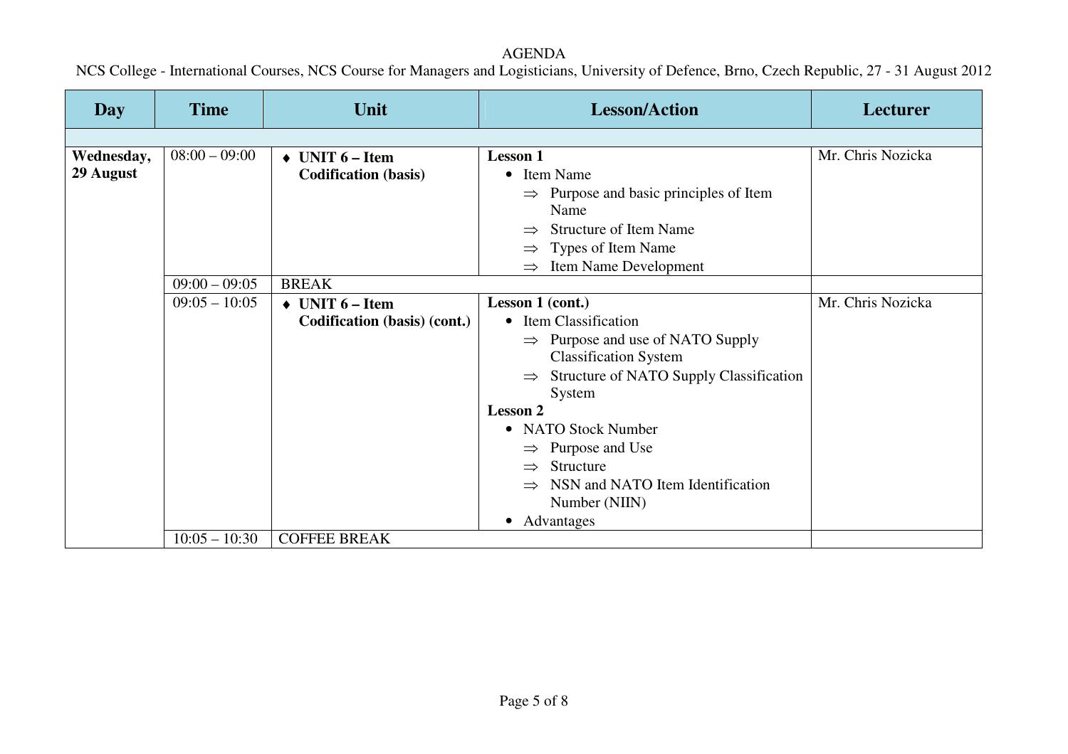AGENDA

NCS College - International Courses, NCS Course for Managers and Logisticians, University of Defence, Brno, Czech Republic, 27 - 31 August 2012

| Day | Time | Unit | Lesson/Action | Lecturer |
|---|---|---|---|---|
| | | | | |
| **Wednesday, 29 August** | 08:00 – 09:00 | ♦ **UNIT 6 – Item Codification (basis)** | **Lesson 1**<br>• Item Name<br>⇒ Purpose and basic principles of Item Name<br>⇒ Structure of Item Name<br>⇒ Types of Item Name<br>⇒ Item Name Development | Mr. Chris Nozicka |
| | 09:00 – 09:05 | BREAK | | |
| | 09:05 – 10:05 | ♦ **UNIT 6 – Item Codification (basis) (cont.)** | **Lesson 1 (cont.)**<br>• Item Classification<br>⇒ Purpose and use of NATO Supply Classification System<br>⇒ Structure of NATO Supply Classification System<br>**Lesson 2**<br>• NATO Stock Number<br>⇒ Purpose and Use<br>⇒ Structure<br>⇒ NSN and NATO Item Identification Number (NIIN)<br>• Advantages | Mr. Chris Nozicka |
| | 10:05 – 10:30 | COFFEE BREAK | | |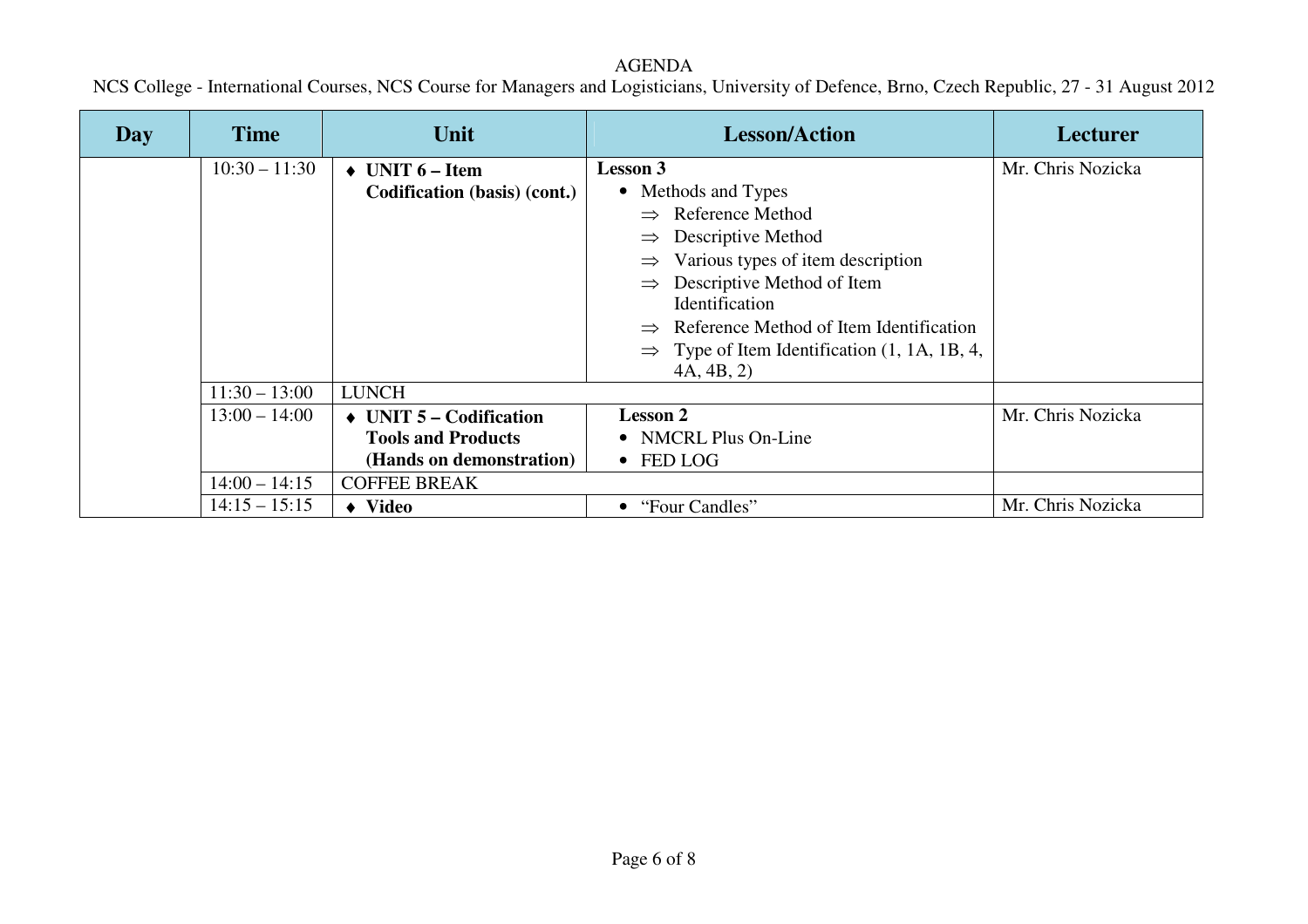AGENDA

NCS College - International Courses, NCS Course for Managers and Logisticians, University of Defence, Brno, Czech Republic, 27 - 31 August 2012

| Day | Time | Unit | Lesson/Action | Lecturer |
|---|---|---|---|---|
| | 10:30 – 11:30 | ♦ **UNIT 6 – Item Codification (basis) (cont.)** | **Lesson 3**<br>• Methods and Types<br>⇒ Reference Method<br>⇒ Descriptive Method<br>⇒ Various types of item description<br>⇒ Descriptive Method of Item Identification<br>⇒ Reference Method of Item Identification<br>⇒ Type of Item Identification (1, 1A, 1B, 4, 4A, 4B, 2) | Mr. Chris Nozicka |
| | 11:30 – 13:00 | LUNCH | | |
| | 13:00 – 14:00 | ♦ **UNIT 5 – Codification Tools and Products (Hands on demonstration)** | **Lesson 2**<br>• NMCRL Plus On-Line<br>• FED LOG | Mr. Chris Nozicka |
| | 14:00 – 14:15 | COFFEE BREAK | | |
| | 14:15 – 15:15 | ♦ **Video** | • "Four Candles" | Mr. Chris Nozicka |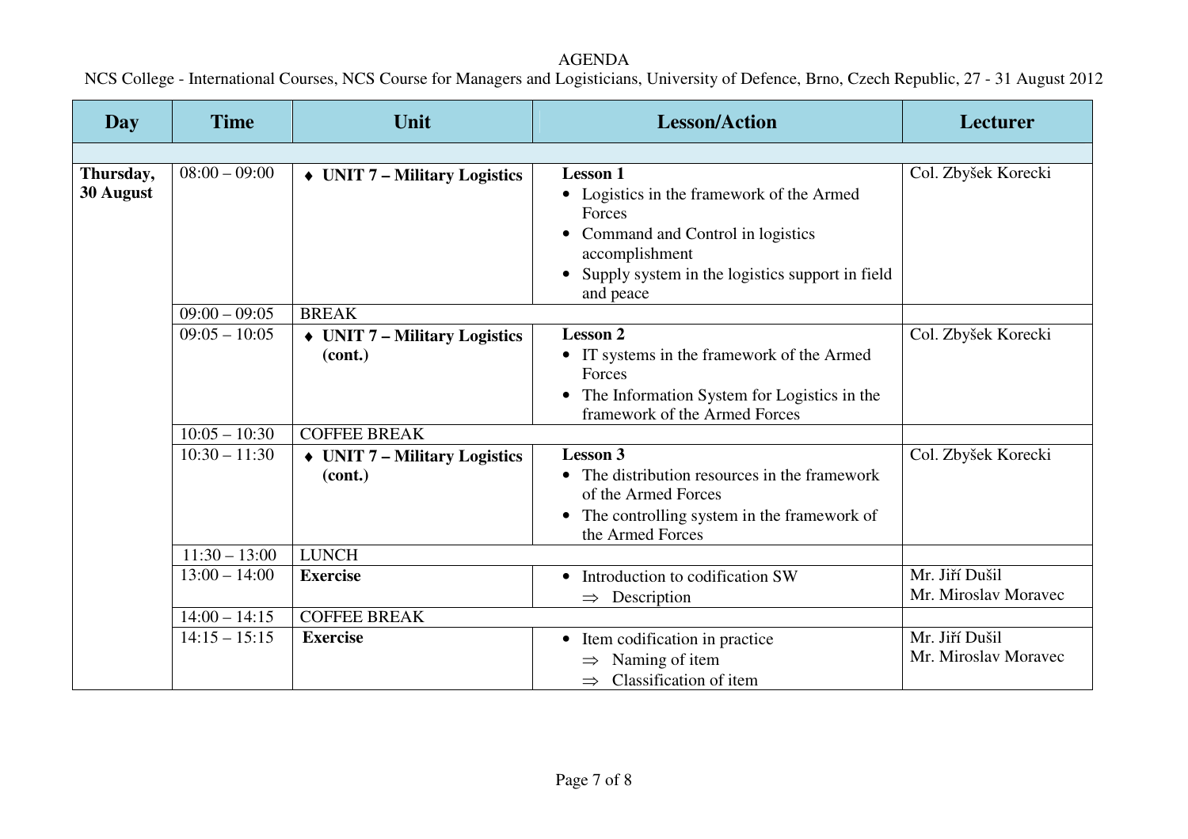AGENDA

NCS College - International Courses, NCS Course for Managers and Logisticians, University of Defence, Brno, Czech Republic, 27 - 31 August 2012

| Day | Time | Unit | Lesson/Action | Lecturer |
|---|---|---|---|---|
| | | | | |
| **Thursday, 30 August** | 08:00 – 09:00 | ♦ **UNIT 7 – Military Logistics** | **Lesson 1**<br>• Logistics in the framework of the Armed Forces<br>• Command and Control in logistics accomplishment<br>• Supply system in the logistics support in field and peace | Col. Zbyšek Korecki |
| | 09:00 – 09:05 | BREAK | | |
| | 09:05 – 10:05 | ♦ **UNIT 7 – Military Logistics (cont.)** | **Lesson 2**<br>• IT systems in the framework of the Armed Forces<br>• The Information System for Logistics in the framework of the Armed Forces | Col. Zbyšek Korecki |
| | 10:05 – 10:30 | COFFEE BREAK | | |
| | 10:30 – 11:30 | ♦ **UNIT 7 – Military Logistics (cont.)** | **Lesson 3**<br>• The distribution resources in the framework of the Armed Forces<br>• The controlling system in the framework of the Armed Forces | Col. Zbyšek Korecki |
| | 11:30 – 13:00 | LUNCH | | |
| | 13:00 – 14:00 | **Exercise** | • Introduction to codification SW<br>⇒ Description | Mr. Jiří Dušil<br>Mr. Miroslav Moravec |
| | 14:00 – 14:15 | COFFEE BREAK | | |
| | 14:15 – 15:15 | **Exercise** | • Item codification in practice<br>⇒ Naming of item<br>⇒ Classification of item | Mr. Jiří Dušil<br>Mr. Miroslav Moravec |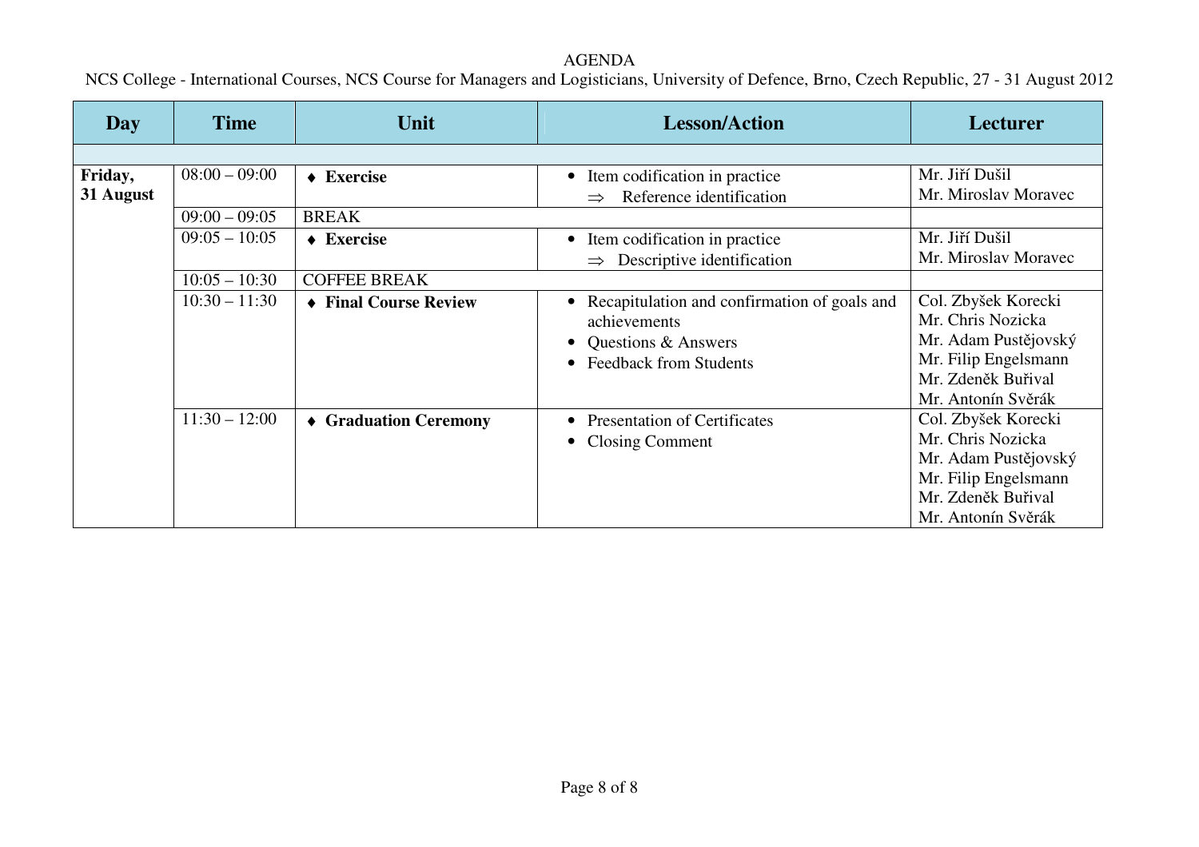AGENDA

NCS College - International Courses, NCS Course for Managers and Logisticians, University of Defence, Brno, Czech Republic, 27 - 31 August 2012

| Day | Time | Unit | Lesson/Action | Lecturer |
|---|---|---|---|---|
| | | | | |
| **Friday, 31 August** | 08:00 – 09:00 | ♦ **Exercise** | • Item codification in practice<br>⇒ Reference identification | Mr. Jiří Dušil<br>Mr. Miroslav Moravec |
| | 09:00 – 09:05 | BREAK | | |
| | 09:05 – 10:05 | ♦ **Exercise** | • Item codification in practice<br>⇒ Descriptive identification | Mr. Jiří Dušil<br>Mr. Miroslav Moravec |
| | 10:05 – 10:30 | COFFEE BREAK | | |
| | 10:30 – 11:30 | ♦ **Final Course Review** | • Recapitulation and confirmation of goals and achievements<br>• Questions & Answers<br>• Feedback from Students | Col. Zbyšek Korecki<br>Mr. Chris Nozicka<br>Mr. Adam Pustějovský<br>Mr. Filip Engelsmann<br>Mr. Zdeněk Buřival<br>Mr. Antonín Svěrák |
| | 11:30 – 12:00 | ♦ **Graduation Ceremony** | • Presentation of Certificates<br>• Closing Comment | Col. Zbyšek Korecki<br>Mr. Chris Nozicka<br>Mr. Adam Pustějovský<br>Mr. Filip Engelsmann<br>Mr. Zdeněk Buřival<br>Mr. Antonín Svěrák |